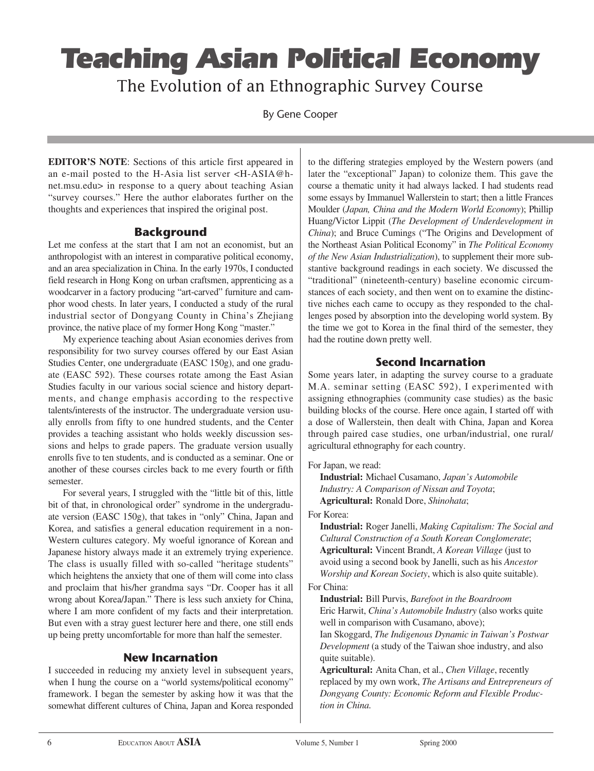# Teaching Asian Political Economy

## The Evolution of an Ethnographic Survey Course

By Gene Cooper

**EDITOR'S NOTE**: Sections of this article first appeared in an e-mail posted to the H-Asia list server <H-ASIA@h-net.msu.edu> in response to a query about teaching Asian "survey courses." Here the author elaborates further on the thoughts and experiences that inspired the original post.

### Background

Let me confess at the start that I am not an economist, but an anthropologist with an interest in comparative political economy, and an area specialization in China. In the early 1970s, I conducted field research in Hong Kong on urban craftsmen, apprenticing as a woodcarver in a factory producing "art-carved" furniture and camphor wood chests. In later years, I conducted a study of the rural industrial sector of Dongyang County in China's Zhejiang province, the native place of my former Hong Kong "master."

My experience teaching about Asian economies derives from responsibility for two survey courses offered by our East Asian Studies Center, one undergraduate (EASC 150g), and one graduate (EASC 592). These courses rotate among the East Asian Studies faculty in our various social science and history departments, and change emphasis according to the respective talents/interests of the instructor. The undergraduate version usually enrolls from fifty to one hundred students, and the Center provides a teaching assistant who holds weekly discussion sessions and helps to grade papers. The graduate version usually enrolls five to ten students, and is conducted as a seminar. One or another of these courses circles back to me every fourth or fifth semester.

For several years, I struggled with the "little bit of this, little bit of that, in chronological order" syndrome in the undergraduate version (EASC 150g), that takes in "only" China, Japan and Korea, and satisfies a general education requirement in a non-Western cultures category. My woeful ignorance of Korean and Japanese history always made it an extremely trying experience. The class is usually filled with so-called "heritage students" which heightens the anxiety that one of them will come into class and proclaim that his/her grandma says "Dr. Cooper has it all wrong about Korea/Japan." There is less such anxiety for China, where I am more confident of my facts and their interpretation. But even with a stray guest lecturer here and there, one still ends up being pretty uncomfortable for more than half the semester.

### New Incarnation

I succeeded in reducing my anxiety level in subsequent years, when I hung the course on a "world systems/political economy" framework. I began the semester by asking how it was that the somewhat different cultures of China, Japan and Korea responded to the differing strategies employed by the Western powers (and later the "exceptional" Japan) to colonize them. This gave the course a thematic unity it had always lacked. I had students read some essays by Immanuel Wallerstein to start; then a little Frances Moulder (*Japan, China and the Modern World Economy*); Phillip Huang/Victor Lippit (*The Development of Underdevelopment in China*); and Bruce Cumings ("The Origins and Development of the Northeast Asian Political Economy" in *The Political Economy of the New Asian Industrialization*), to supplement their more substantive background readings in each society. We discussed the "traditional" (nineteenth-century) baseline economic circumstances of each society, and then went on to examine the distinctive niches each came to occupy as they responded to the challenges posed by absorption into the developing world system. By the time we got to Korea in the final third of the semester, they had the routine down pretty well.

### Second Incarnation

Some years later, in adapting the survey course to a graduate M.A. seminar setting (EASC 592), I experimented with assigning ethnographies (community case studies) as the basic building blocks of the course. Here once again, I started off with a dose of Wallerstein, then dealt with China, Japan and Korea through paired case studies, one urban/industrial, one rural/agricultural ethnography for each country.

For Japan, we read:

**Industrial:** Michael Cusamano, *Japan's Automobile Industry: A Comparison of Nissan and Toyota*;
**Agricultural:** Ronald Dore, *Shinohata*;

For Korea:

**Industrial:** Roger Janelli, *Making Capitalism: The Social and Cultural Construction of a South Korean Conglomerate*;
**Agricultural:** Vincent Brandt, *A Korean Village* (just to avoid using a second book by Janelli, such as his *Ancestor Worship and Korean Society*, which is also quite suitable).

For China:

**Industrial:** Bill Purvis, *Barefoot in the Boardroom*
Eric Harwit, *China's Automobile Industry* (also works quite well in comparison with Cusamano, above);
Ian Skoggard, *The Indigenous Dynamic in Taiwan's Postwar Development* (a study of the Taiwan shoe industry, and also quite suitable).
**Agricultural:** Anita Chan, et al., *Chen Village*, recently replaced by my own work, *The Artisans and Entrepreneurs of Dongyang County: Economic Reform and Flexible Production in China.*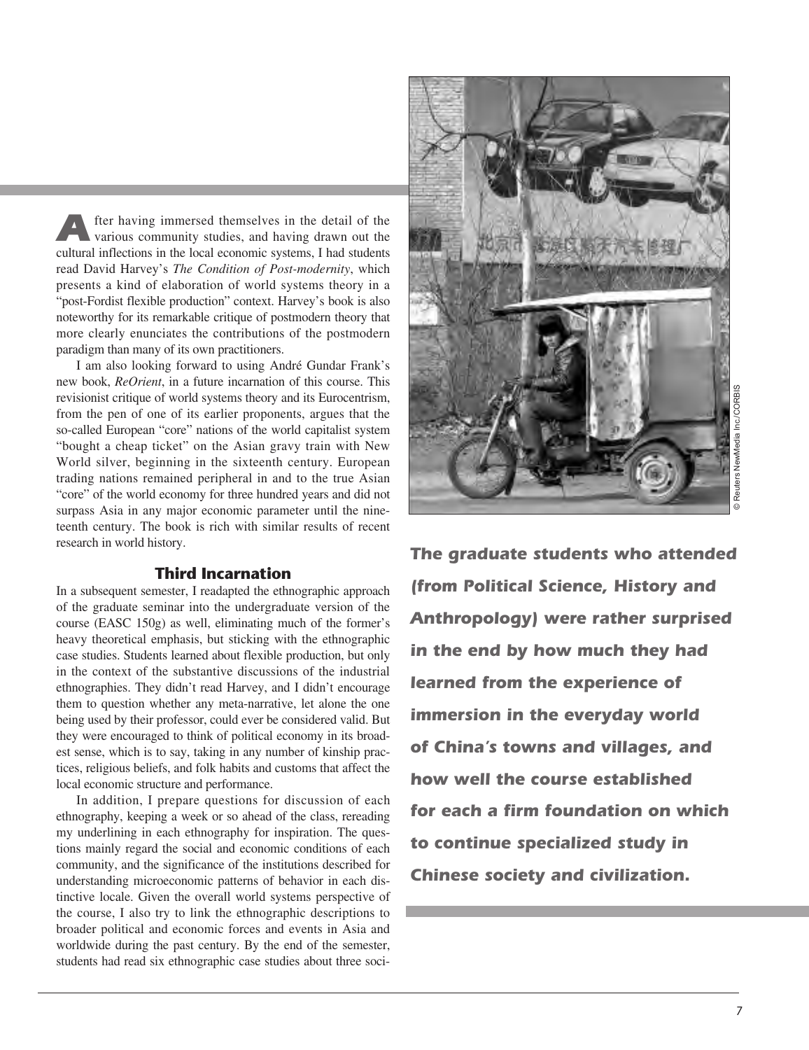After having immersed themselves in the detail of the various community studies, and having drawn out the cultural inflections in the local economic systems, I had students read David Harvey's *The Condition of Post-modernity*, which presents a kind of elaboration of world systems theory in a "post-Fordist flexible production" context. Harvey's book is also noteworthy for its remarkable critique of postmodern theory that more clearly enunciates the contributions of the postmodern paradigm than many of its own practitioners.

I am also looking forward to using André Gundar Frank's new book, *ReOrient*, in a future incarnation of this course. This revisionist critique of world systems theory and its Eurocentrism, from the pen of one of its earlier proponents, argues that the so-called European "core" nations of the world capitalist system "bought a cheap ticket" on the Asian gravy train with New World silver, beginning in the sixteenth century. European trading nations remained peripheral in and to the true Asian "core" of the world economy for three hundred years and did not surpass Asia in any major economic parameter until the nineteenth century. The book is rich with similar results of recent research in world history.

### Third Incarnation

In a subsequent semester, I readapted the ethnographic approach of the graduate seminar into the undergraduate version of the course (EASC 150g) as well, eliminating much of the former's heavy theoretical emphasis, but sticking with the ethnographic case studies. Students learned about flexible production, but only in the context of the substantive discussions of the industrial ethnographies. They didn't read Harvey, and I didn't encourage them to question whether any meta-narrative, let alone the one being used by their professor, could ever be considered valid. But they were encouraged to think of political economy in its broadest sense, which is to say, taking in any number of kinship practices, religious beliefs, and folk habits and customs that affect the local economic structure and performance.

In addition, I prepare questions for discussion of each ethnography, keeping a week or so ahead of the class, rereading my underlining in each ethnography for inspiration. The questions mainly regard the social and economic conditions of each community, and the significance of the institutions described for understanding microeconomic patterns of behavior in each distinctive locale. Given the overall world systems perspective of the course, I also try to link the ethnographic descriptions to broader political and economic forces and events in Asia and worldwide during the past century. By the end of the semester, students had read six ethnographic case studies about three soci-

© Reuters NewMedia Inc./CORBIS

***The graduate students who attended (from Political Science, History and Anthropology) were rather surprised in the end by how much they had learned from the experience of immersion in the everyday world of China's towns and villages, and how well the course established for each a firm foundation on which to continue specialized study in Chinese society and civilization.***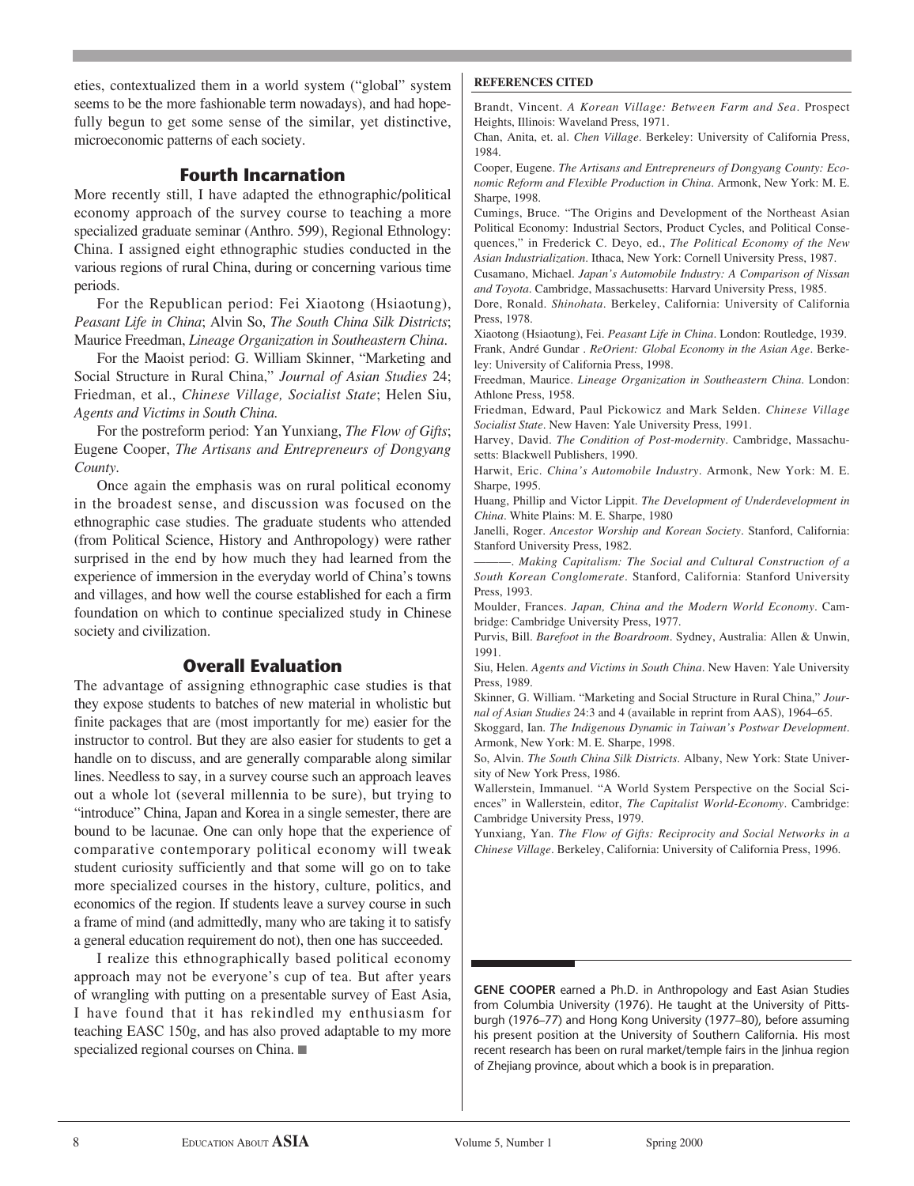eties, contextualized them in a world system ("global" system seems to be the more fashionable term nowadays), and had hopefully begun to get some sense of the similar, yet distinctive, microeconomic patterns of each society.

## Fourth Incarnation

More recently still, I have adapted the ethnographic/political economy approach of the survey course to teaching a more specialized graduate seminar (Anthro. 599), Regional Ethnology: China. I assigned eight ethnographic studies conducted in the various regions of rural China, during or concerning various time periods.

For the Republican period: Fei Xiaotong (Hsiaotung), *Peasant Life in China*; Alvin So, *The South China Silk Districts*; Maurice Freedman, *Lineage Organization in Southeastern China.*

For the Maoist period: G. William Skinner, "Marketing and Social Structure in Rural China," *Journal of Asian Studies* 24; Friedman, et al., *Chinese Village, Socialist State*; Helen Siu, *Agents and Victims in South China.*

For the postreform period: Yan Yunxiang, *The Flow of Gifts*; Eugene Cooper, *The Artisans and Entrepreneurs of Dongyang County*.

Once again the emphasis was on rural political economy in the broadest sense, and discussion was focused on the ethnographic case studies. The graduate students who attended (from Political Science, History and Anthropology) were rather surprised in the end by how much they had learned from the experience of immersion in the everyday world of China's towns and villages, and how well the course established for each a firm foundation on which to continue specialized study in Chinese society and civilization.

## Overall Evaluation

The advantage of assigning ethnographic case studies is that they expose students to batches of new material in wholistic but finite packages that are (most importantly for me) easier for the instructor to control. But they are also easier for students to get a handle on to discuss, and are generally comparable along similar lines. Needless to say, in a survey course such an approach leaves out a whole lot (several millennia to be sure), but trying to "introduce" China, Japan and Korea in a single semester, there are bound to be lacunae. One can only hope that the experience of comparative contemporary political economy will tweak student curiosity sufficiently and that some will go on to take more specialized courses in the history, culture, politics, and economics of the region. If students leave a survey course in such a frame of mind (and admittedly, many who are taking it to satisfy a general education requirement do not), then one has succeeded.

I realize this ethnographically based political economy approach may not be everyone's cup of tea. But after years of wrangling with putting on a presentable survey of East Asia, I have found that it has rekindled my enthusiasm for teaching EASC 150g, and has also proved adaptable to my more specialized regional courses on China. ■

### REFERENCES CITED

Brandt, Vincent. *A Korean Village: Between Farm and Sea*. Prospect Heights, Illinois: Waveland Press, 1971.

Chan, Anita, et. al. *Chen Village*. Berkeley: University of California Press, 1984.

Cooper, Eugene. *The Artisans and Entrepreneurs of Dongyang County: Economic Reform and Flexible Production in China*. Armonk, New York: M. E. Sharpe, 1998.

Cumings, Bruce. "The Origins and Development of the Northeast Asian Political Economy: Industrial Sectors, Product Cycles, and Political Consequences," in Frederick C. Deyo, ed., *The Political Economy of the New Asian Industrialization*. Ithaca, New York: Cornell University Press, 1987.

Cusamano, Michael. *Japan's Automobile Industry: A Comparison of Nissan and Toyota*. Cambridge, Massachusetts: Harvard University Press, 1985.

Dore, Ronald. *Shinohata*. Berkeley, California: University of California Press, 1978.

Xiaotong (Hsiaotung), Fei. *Peasant Life in China*. London: Routledge, 1939.

Frank, André Gundar . *ReOrient: Global Economy in the Asian Age*. Berkeley: University of California Press, 1998.

Freedman, Maurice. *Lineage Organization in Southeastern China*. London: Athlone Press, 1958.

Friedman, Edward, Paul Pickowicz and Mark Selden. *Chinese Village Socialist State*. New Haven: Yale University Press, 1991.

Harvey, David. *The Condition of Post-modernity*. Cambridge, Massachusetts: Blackwell Publishers, 1990.

Harwit, Eric. *China's Automobile Industry*. Armonk, New York: M. E. Sharpe, 1995.

Huang, Phillip and Victor Lippit. *The Development of Underdevelopment in China*. White Plains: M. E. Sharpe, 1980

Janelli, Roger. *Ancestor Worship and Korean Society*. Stanford, California: Stanford University Press, 1982.

———. *Making Capitalism: The Social and Cultural Construction of a South Korean Conglomerate*. Stanford, California: Stanford University Press, 1993.

Moulder, Frances. *Japan, China and the Modern World Economy*. Cambridge: Cambridge University Press, 1977.

Purvis, Bill. *Barefoot in the Boardroom*. Sydney, Australia: Allen & Unwin, 1991.

Siu, Helen. *Agents and Victims in South China*. New Haven: Yale University Press, 1989.

Skinner, G. William. "Marketing and Social Structure in Rural China," *Journal of Asian Studies* 24:3 and 4 (available in reprint from AAS), 1964–65.

Skoggard, Ian. *The Indigenous Dynamic in Taiwan's Postwar Development*. Armonk, New York: M. E. Sharpe, 1998.

So, Alvin. *The South China Silk Districts*. Albany, New York: State University of New York Press, 1986.

Wallerstein, Immanuel. "A World System Perspective on the Social Sciences" in Wallerstein, editor, *The Capitalist World-Economy*. Cambridge: Cambridge University Press, 1979.

Yunxiang, Yan. *The Flow of Gifts: Reciprocity and Social Networks in a Chinese Village*. Berkeley, California: University of California Press, 1996.

**GENE COOPER** earned a Ph.D. in Anthropology and East Asian Studies from Columbia University (1976). He taught at the University of Pittsburgh (1976–77) and Hong Kong University (1977–80), before assuming his present position at the University of Southern California. His most recent research has been on rural market/temple fairs in the Jinhua region of Zhejiang province, about which a book is in preparation.